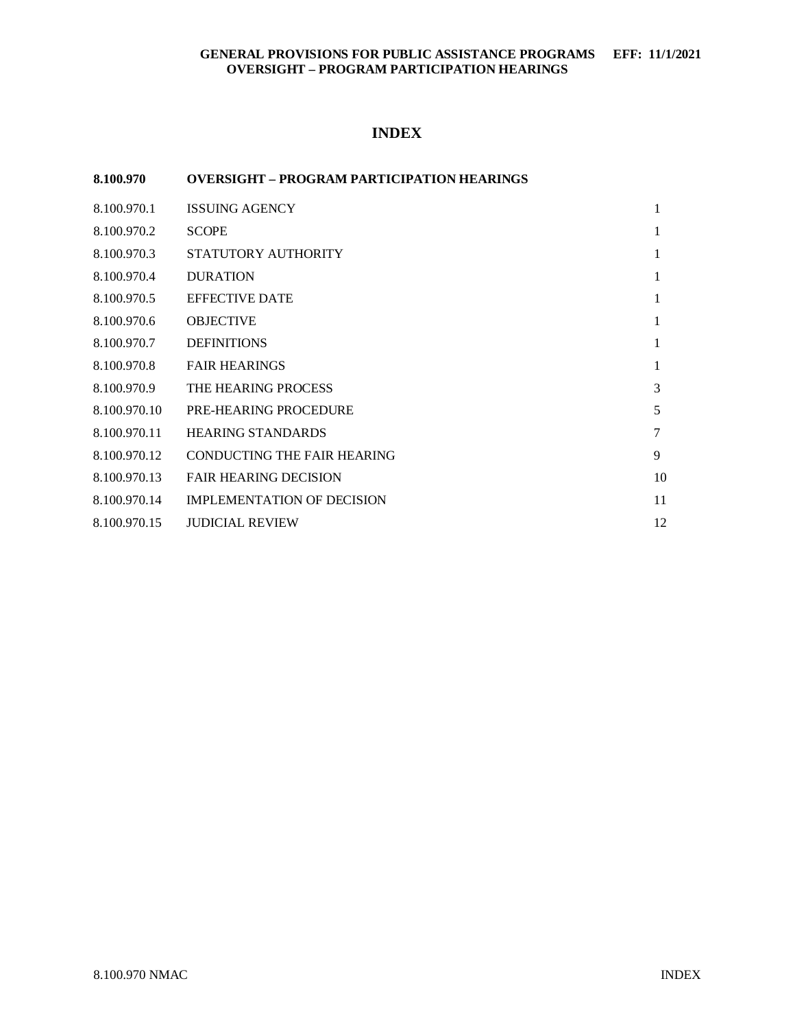# INDEX

| 8.100.970 | OVERSIGHT – PROGRAM PARTICIPATION HEARINGS | |
|---|---|---|
| 8.100.970.1 | ISSUING AGENCY | 1 |
| 8.100.970.2 | SCOPE | 1 |
| 8.100.970.3 | STATUTORY AUTHORITY | 1 |
| 8.100.970.4 | DURATION | 1 |
| 8.100.970.5 | EFFECTIVE DATE | 1 |
| 8.100.970.6 | OBJECTIVE | 1 |
| 8.100.970.7 | DEFINITIONS | 1 |
| 8.100.970.8 | FAIR HEARINGS | 1 |
| 8.100.970.9 | THE HEARING PROCESS | 3 |
| 8.100.970.10 | PRE-HEARING PROCEDURE | 5 |
| 8.100.970.11 | HEARING STANDARDS | 7 |
| 8.100.970.12 | CONDUCTING THE FAIR HEARING | 9 |
| 8.100.970.13 | FAIR HEARING DECISION | 10 |
| 8.100.970.14 | IMPLEMENTATION OF DECISION | 11 |
| 8.100.970.15 | JUDICIAL REVIEW | 12 |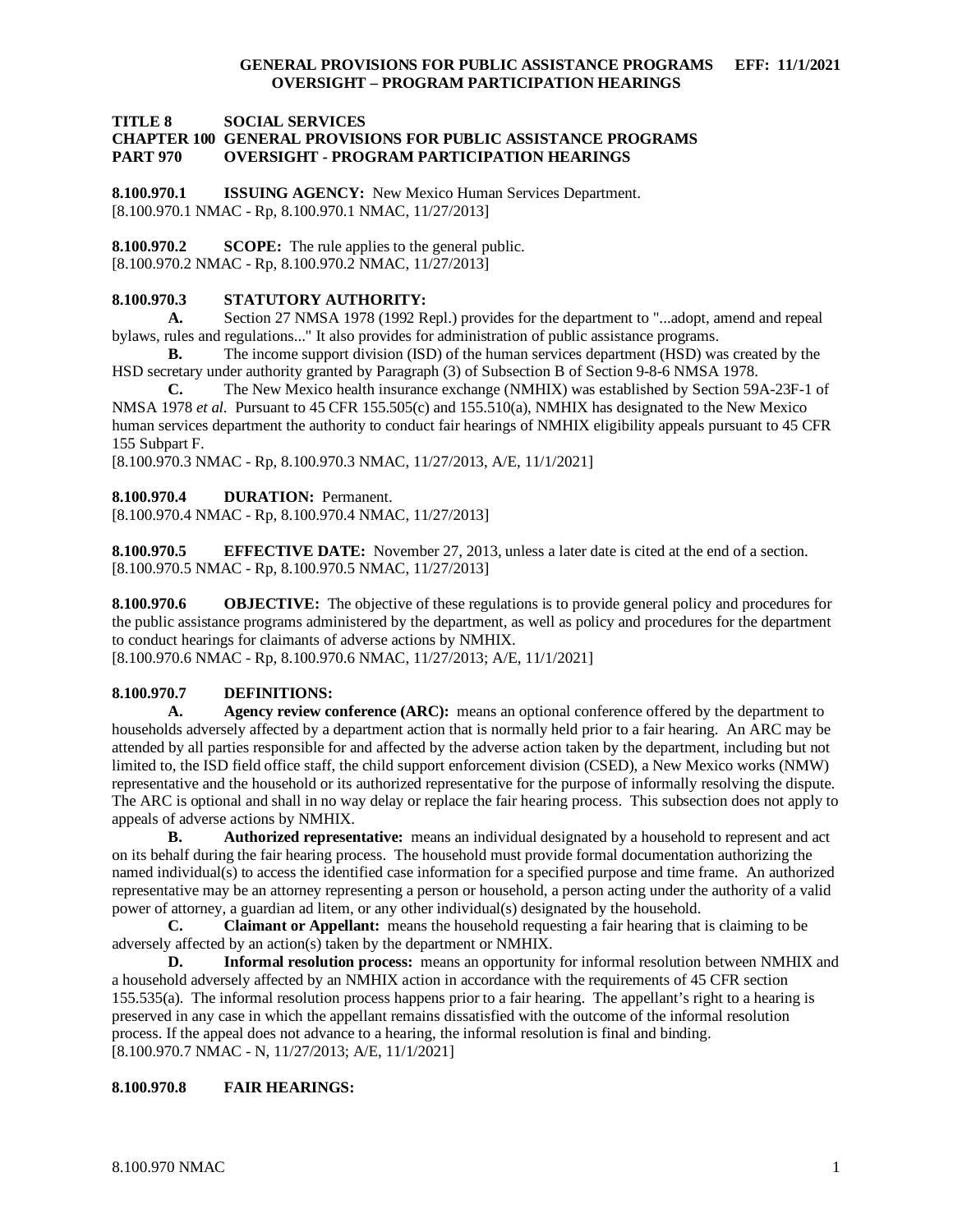**TITLE 8 SOCIAL SERVICES**
**CHAPTER 100 GENERAL PROVISIONS FOR PUBLIC ASSISTANCE PROGRAMS**
**PART 970 OVERSIGHT - PROGRAM PARTICIPATION HEARINGS**

**8.100.970.1 ISSUING AGENCY:** New Mexico Human Services Department.
[8.100.970.1 NMAC - Rp, 8.100.970.1 NMAC, 11/27/2013]

**8.100.970.2 SCOPE:** The rule applies to the general public.
[8.100.970.2 NMAC - Rp, 8.100.970.2 NMAC, 11/27/2013]

**8.100.970.3 STATUTORY AUTHORITY:**

**A.** Section 27 NMSA 1978 (1992 Repl.) provides for the department to "...adopt, amend and repeal bylaws, rules and regulations..." It also provides for administration of public assistance programs.

**B.** The income support division (ISD) of the human services department (HSD) was created by the HSD secretary under authority granted by Paragraph (3) of Subsection B of Section 9-8-6 NMSA 1978.

**C.** The New Mexico health insurance exchange (NMHIX) was established by Section 59A-23F-1 of NMSA 1978 *et al*. Pursuant to 45 CFR 155.505(c) and 155.510(a), NMHIX has designated to the New Mexico human services department the authority to conduct fair hearings of NMHIX eligibility appeals pursuant to 45 CFR 155 Subpart F.

[8.100.970.3 NMAC - Rp, 8.100.970.3 NMAC, 11/27/2013, A/E, 11/1/2021]

**8.100.970.4 DURATION:** Permanent.
[8.100.970.4 NMAC - Rp, 8.100.970.4 NMAC, 11/27/2013]

**8.100.970.5 EFFECTIVE DATE:** November 27, 2013, unless a later date is cited at the end of a section.
[8.100.970.5 NMAC - Rp, 8.100.970.5 NMAC, 11/27/2013]

**8.100.970.6 OBJECTIVE:** The objective of these regulations is to provide general policy and procedures for the public assistance programs administered by the department, as well as policy and procedures for the department to conduct hearings for claimants of adverse actions by NMHIX.
[8.100.970.6 NMAC - Rp, 8.100.970.6 NMAC, 11/27/2013; A/E, 11/1/2021]

**8.100.970.7 DEFINITIONS:**

**A. Agency review conference (ARC):** means an optional conference offered by the department to households adversely affected by a department action that is normally held prior to a fair hearing. An ARC may be attended by all parties responsible for and affected by the adverse action taken by the department, including but not limited to, the ISD field office staff, the child support enforcement division (CSED), a New Mexico works (NMW) representative and the household or its authorized representative for the purpose of informally resolving the dispute. The ARC is optional and shall in no way delay or replace the fair hearing process. This subsection does not apply to appeals of adverse actions by NMHIX.

**B. Authorized representative:** means an individual designated by a household to represent and act on its behalf during the fair hearing process. The household must provide formal documentation authorizing the named individual(s) to access the identified case information for a specified purpose and time frame. An authorized representative may be an attorney representing a person or household, a person acting under the authority of a valid power of attorney, a guardian ad litem, or any other individual(s) designated by the household.

**C. Claimant or Appellant:** means the household requesting a fair hearing that is claiming to be adversely affected by an action(s) taken by the department or NMHIX.

**D. Informal resolution process:** means an opportunity for informal resolution between NMHIX and a household adversely affected by an NMHIX action in accordance with the requirements of 45 CFR section 155.535(a). The informal resolution process happens prior to a fair hearing. The appellant's right to a hearing is preserved in any case in which the appellant remains dissatisfied with the outcome of the informal resolution process. If the appeal does not advance to a hearing, the informal resolution is final and binding.
[8.100.970.7 NMAC - N, 11/27/2013; A/E, 11/1/2021]

**8.100.970.8 FAIR HEARINGS:**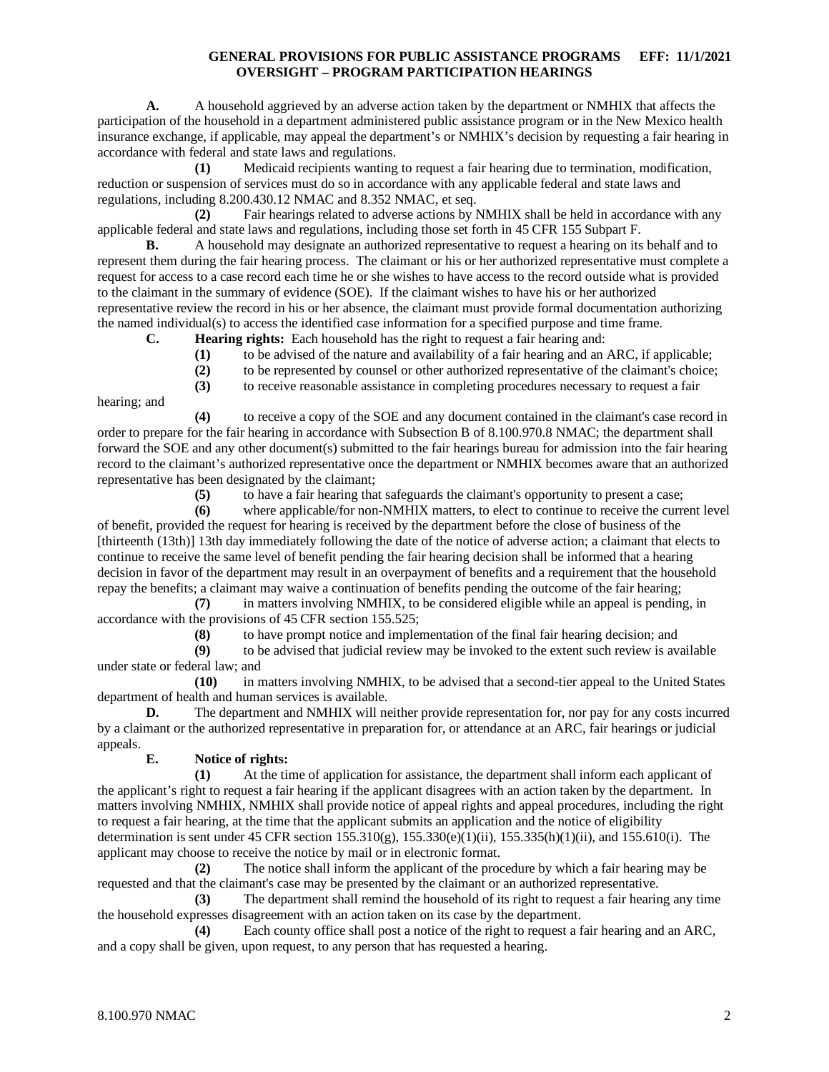**A.** A household aggrieved by an adverse action taken by the department or NMHIX that affects the participation of the household in a department administered public assistance program or in the New Mexico health insurance exchange, if applicable, may appeal the department's or NMHIX's decision by requesting a fair hearing in accordance with federal and state laws and regulations.

**(1)** Medicaid recipients wanting to request a fair hearing due to termination, modification, reduction or suspension of services must do so in accordance with any applicable federal and state laws and regulations, including 8.200.430.12 NMAC and 8.352 NMAC, et seq.

**(2)** Fair hearings related to adverse actions by NMHIX shall be held in accordance with any applicable federal and state laws and regulations, including those set forth in 45 CFR 155 Subpart F.

**B.** A household may designate an authorized representative to request a hearing on its behalf and to represent them during the fair hearing process. The claimant or his or her authorized representative must complete a request for access to a case record each time he or she wishes to have access to the record outside what is provided to the claimant in the summary of evidence (SOE). If the claimant wishes to have his or her authorized representative review the record in his or her absence, the claimant must provide formal documentation authorizing the named individual(s) to access the identified case information for a specified purpose and time frame.

**C. Hearing rights:** Each household has the right to request a fair hearing and:

**(1)** to be advised of the nature and availability of a fair hearing and an ARC, if applicable;

**(2)** to be represented by counsel or other authorized representative of the claimant's choice;

**(3)** to receive reasonable assistance in completing procedures necessary to request a fair hearing; and

**(4)** to receive a copy of the SOE and any document contained in the claimant's case record in order to prepare for the fair hearing in accordance with Subsection B of 8.100.970.8 NMAC; the department shall forward the SOE and any other document(s) submitted to the fair hearings bureau for admission into the fair hearing record to the claimant's authorized representative once the department or NMHIX becomes aware that an authorized representative has been designated by the claimant;

**(5)** to have a fair hearing that safeguards the claimant's opportunity to present a case;

**(6)** where applicable/for non-NMHIX matters, to elect to continue to receive the current level of benefit, provided the request for hearing is received by the department before the close of business of the [thirteenth (13th)] 13th day immediately following the date of the notice of adverse action; a claimant that elects to continue to receive the same level of benefit pending the fair hearing decision shall be informed that a hearing decision in favor of the department may result in an overpayment of benefits and a requirement that the household repay the benefits; a claimant may waive a continuation of benefits pending the outcome of the fair hearing;

**(7)** in matters involving NMHIX, to be considered eligible while an appeal is pending, in accordance with the provisions of 45 CFR section 155.525;

**(8)** to have prompt notice and implementation of the final fair hearing decision; and

**(9)** to be advised that judicial review may be invoked to the extent such review is available under state or federal law; and

**(10)** in matters involving NMHIX, to be advised that a second-tier appeal to the United States department of health and human services is available.

**D.** The department and NMHIX will neither provide representation for, nor pay for any costs incurred by a claimant or the authorized representative in preparation for, or attendance at an ARC, fair hearings or judicial appeals.

**E. Notice of rights:**

**(1)** At the time of application for assistance, the department shall inform each applicant of the applicant's right to request a fair hearing if the applicant disagrees with an action taken by the department. In matters involving NMHIX, NMHIX shall provide notice of appeal rights and appeal procedures, including the right to request a fair hearing, at the time that the applicant submits an application and the notice of eligibility determination is sent under 45 CFR section 155.310(g), 155.330(e)(1)(ii), 155.335(h)(1)(ii), and 155.610(i). The applicant may choose to receive the notice by mail or in electronic format.

**(2)** The notice shall inform the applicant of the procedure by which a fair hearing may be requested and that the claimant's case may be presented by the claimant or an authorized representative.

**(3)** The department shall remind the household of its right to request a fair hearing any time the household expresses disagreement with an action taken on its case by the department.

**(4)** Each county office shall post a notice of the right to request a fair hearing and an ARC, and a copy shall be given, upon request, to any person that has requested a hearing.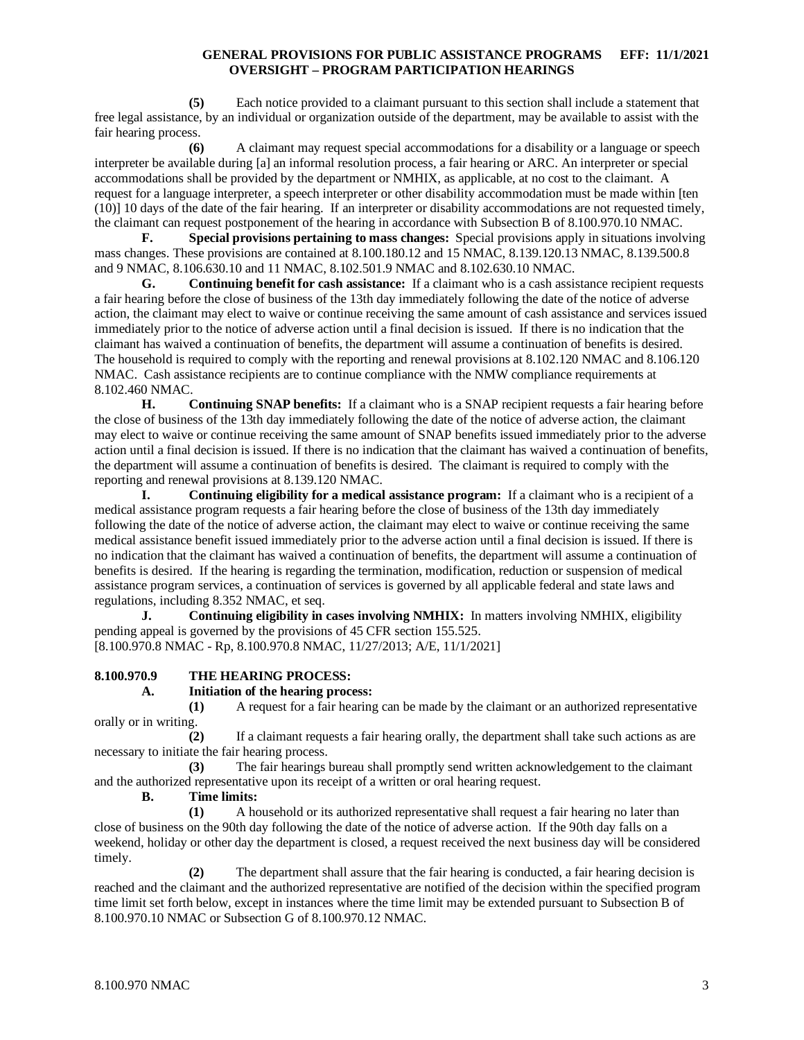**(5)** Each notice provided to a claimant pursuant to this section shall include a statement that free legal assistance, by an individual or organization outside of the department, may be available to assist with the fair hearing process.

**(6)** A claimant may request special accommodations for a disability or a language or speech interpreter be available during [a] an informal resolution process, a fair hearing or ARC. An interpreter or special accommodations shall be provided by the department or NMHIX, as applicable, at no cost to the claimant. A request for a language interpreter, a speech interpreter or other disability accommodation must be made within [ten (10)] 10 days of the date of the fair hearing. If an interpreter or disability accommodations are not requested timely, the claimant can request postponement of the hearing in accordance with Subsection B of 8.100.970.10 NMAC.

**F. Special provisions pertaining to mass changes:** Special provisions apply in situations involving mass changes. These provisions are contained at 8.100.180.12 and 15 NMAC, 8.139.120.13 NMAC, 8.139.500.8 and 9 NMAC, 8.106.630.10 and 11 NMAC, 8.102.501.9 NMAC and 8.102.630.10 NMAC.

**G. Continuing benefit for cash assistance:** If a claimant who is a cash assistance recipient requests a fair hearing before the close of business of the 13th day immediately following the date of the notice of adverse action, the claimant may elect to waive or continue receiving the same amount of cash assistance and services issued immediately prior to the notice of adverse action until a final decision is issued. If there is no indication that the claimant has waived a continuation of benefits, the department will assume a continuation of benefits is desired. The household is required to comply with the reporting and renewal provisions at 8.102.120 NMAC and 8.106.120 NMAC. Cash assistance recipients are to continue compliance with the NMW compliance requirements at 8.102.460 NMAC.

**H. Continuing SNAP benefits:** If a claimant who is a SNAP recipient requests a fair hearing before the close of business of the 13th day immediately following the date of the notice of adverse action, the claimant may elect to waive or continue receiving the same amount of SNAP benefits issued immediately prior to the adverse action until a final decision is issued. If there is no indication that the claimant has waived a continuation of benefits, the department will assume a continuation of benefits is desired. The claimant is required to comply with the reporting and renewal provisions at 8.139.120 NMAC.

**I. Continuing eligibility for a medical assistance program:** If a claimant who is a recipient of a medical assistance program requests a fair hearing before the close of business of the 13th day immediately following the date of the notice of adverse action, the claimant may elect to waive or continue receiving the same medical assistance benefit issued immediately prior to the adverse action until a final decision is issued. If there is no indication that the claimant has waived a continuation of benefits, the department will assume a continuation of benefits is desired. If the hearing is regarding the termination, modification, reduction or suspension of medical assistance program services, a continuation of services is governed by all applicable federal and state laws and regulations, including 8.352 NMAC, et seq.

**J. Continuing eligibility in cases involving NMHIX:** In matters involving NMHIX, eligibility pending appeal is governed by the provisions of 45 CFR section 155.525.

[8.100.970.8 NMAC - Rp, 8.100.970.8 NMAC, 11/27/2013; A/E, 11/1/2021]

## 8.100.970.9 THE HEARING PROCESS:

**A. Initiation of the hearing process:**

**(1)** A request for a fair hearing can be made by the claimant or an authorized representative orally or in writing.

**(2)** If a claimant requests a fair hearing orally, the department shall take such actions as are necessary to initiate the fair hearing process.

**(3)** The fair hearings bureau shall promptly send written acknowledgement to the claimant and the authorized representative upon its receipt of a written or oral hearing request.

**B. Time limits:**

**(1)** A household or its authorized representative shall request a fair hearing no later than close of business on the 90th day following the date of the notice of adverse action. If the 90th day falls on a weekend, holiday or other day the department is closed, a request received the next business day will be considered timely.

**(2)** The department shall assure that the fair hearing is conducted, a fair hearing decision is reached and the claimant and the authorized representative are notified of the decision within the specified program time limit set forth below, except in instances where the time limit may be extended pursuant to Subsection B of 8.100.970.10 NMAC or Subsection G of 8.100.970.12 NMAC.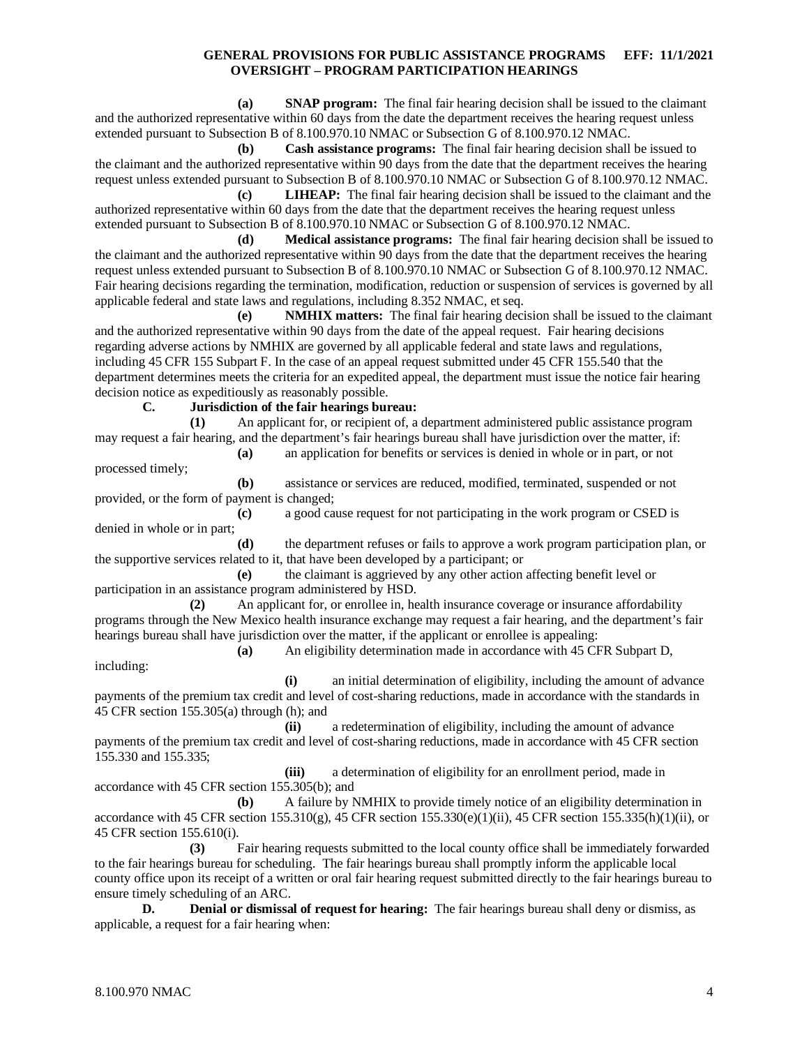**(a) SNAP program:** The final fair hearing decision shall be issued to the claimant and the authorized representative within 60 days from the date the department receives the hearing request unless extended pursuant to Subsection B of 8.100.970.10 NMAC or Subsection G of 8.100.970.12 NMAC.

**(b) Cash assistance programs:** The final fair hearing decision shall be issued to the claimant and the authorized representative within 90 days from the date that the department receives the hearing request unless extended pursuant to Subsection B of 8.100.970.10 NMAC or Subsection G of 8.100.970.12 NMAC.

**(c) LIHEAP:** The final fair hearing decision shall be issued to the claimant and the authorized representative within 60 days from the date that the department receives the hearing request unless extended pursuant to Subsection B of 8.100.970.10 NMAC or Subsection G of 8.100.970.12 NMAC.

**(d) Medical assistance programs:** The final fair hearing decision shall be issued to the claimant and the authorized representative within 90 days from the date that the department receives the hearing request unless extended pursuant to Subsection B of 8.100.970.10 NMAC or Subsection G of 8.100.970.12 NMAC. Fair hearing decisions regarding the termination, modification, reduction or suspension of services is governed by all applicable federal and state laws and regulations, including 8.352 NMAC, et seq.

**(e) NMHIX matters:** The final fair hearing decision shall be issued to the claimant and the authorized representative within 90 days from the date of the appeal request. Fair hearing decisions regarding adverse actions by NMHIX are governed by all applicable federal and state laws and regulations, including 45 CFR 155 Subpart F. In the case of an appeal request submitted under 45 CFR 155.540 that the department determines meets the criteria for an expedited appeal, the department must issue the notice fair hearing decision notice as expeditiously as reasonably possible.

**C. Jurisdiction of the fair hearings bureau:**

**(1)** An applicant for, or recipient of, a department administered public assistance program may request a fair hearing, and the department's fair hearings bureau shall have jurisdiction over the matter, if:

**(a)** an application for benefits or services is denied in whole or in part, or not processed timely;

**(b)** assistance or services are reduced, modified, terminated, suspended or not provided, or the form of payment is changed;

**(c)** a good cause request for not participating in the work program or CSED is denied in whole or in part;

**(d)** the department refuses or fails to approve a work program participation plan, or the supportive services related to it, that have been developed by a participant; or

**(e)** the claimant is aggrieved by any other action affecting benefit level or participation in an assistance program administered by HSD.

**(2)** An applicant for, or enrollee in, health insurance coverage or insurance affordability programs through the New Mexico health insurance exchange may request a fair hearing, and the department's fair hearings bureau shall have jurisdiction over the matter, if the applicant or enrollee is appealing:

**(a)** An eligibility determination made in accordance with 45 CFR Subpart D, including:

**(i)** an initial determination of eligibility, including the amount of advance payments of the premium tax credit and level of cost-sharing reductions, made in accordance with the standards in 45 CFR section 155.305(a) through (h); and

**(ii)** a redetermination of eligibility, including the amount of advance payments of the premium tax credit and level of cost-sharing reductions, made in accordance with 45 CFR section 155.330 and 155.335;

**(iii)** a determination of eligibility for an enrollment period, made in accordance with 45 CFR section 155.305(b); and

**(b)** A failure by NMHIX to provide timely notice of an eligibility determination in accordance with 45 CFR section 155.310(g), 45 CFR section 155.330(e)(1)(ii), 45 CFR section 155.335(h)(1)(ii), or 45 CFR section 155.610(i).

**(3)** Fair hearing requests submitted to the local county office shall be immediately forwarded to the fair hearings bureau for scheduling. The fair hearings bureau shall promptly inform the applicable local county office upon its receipt of a written or oral fair hearing request submitted directly to the fair hearings bureau to ensure timely scheduling of an ARC.

**D. Denial or dismissal of request for hearing:** The fair hearings bureau shall deny or dismiss, as applicable, a request for a fair hearing when: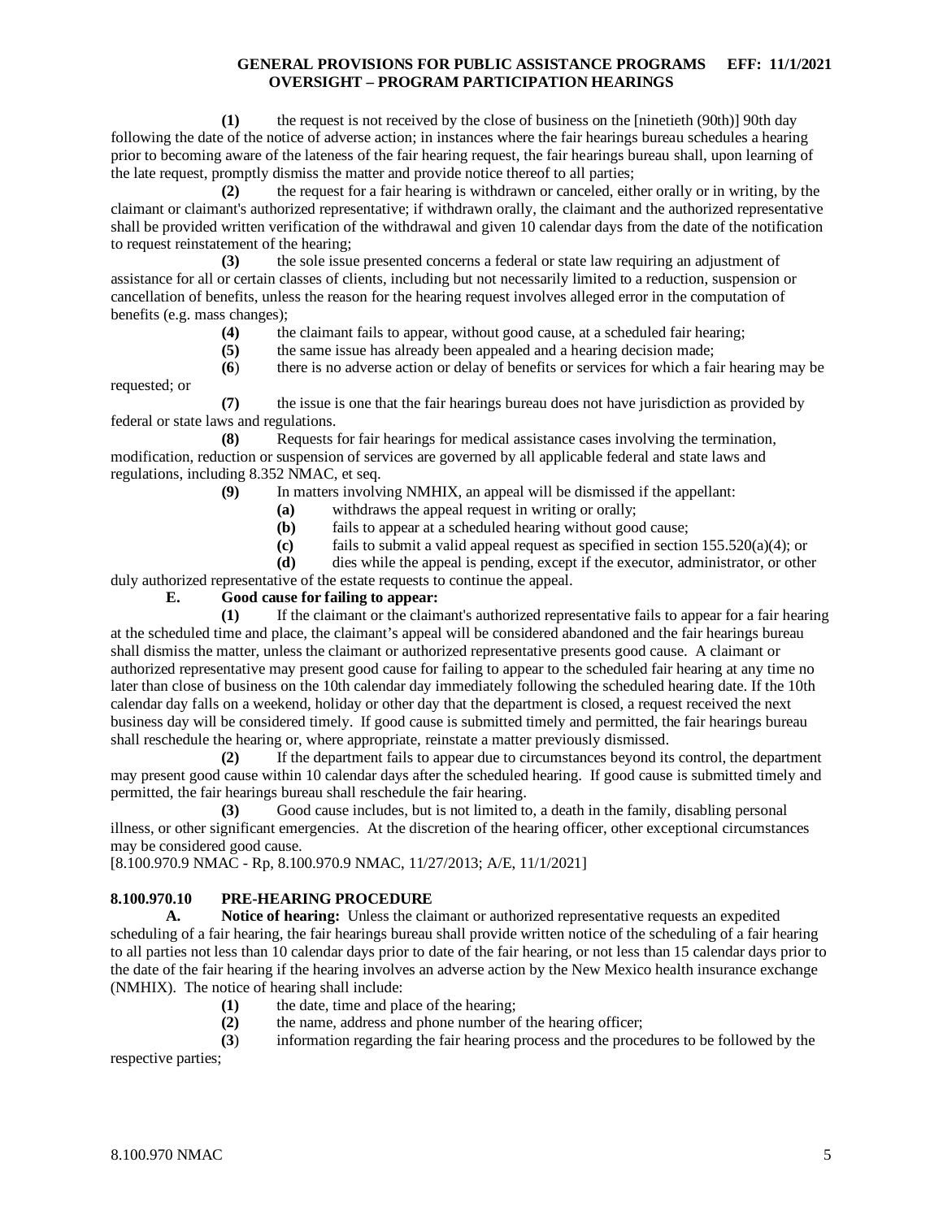**(1)** the request is not received by the close of business on the [ninetieth (90th)] 90th day following the date of the notice of adverse action; in instances where the fair hearings bureau schedules a hearing prior to becoming aware of the lateness of the fair hearing request, the fair hearings bureau shall, upon learning of the late request, promptly dismiss the matter and provide notice thereof to all parties;

**(2)** the request for a fair hearing is withdrawn or canceled, either orally or in writing, by the claimant or claimant's authorized representative; if withdrawn orally, the claimant and the authorized representative shall be provided written verification of the withdrawal and given 10 calendar days from the date of the notification to request reinstatement of the hearing;

**(3)** the sole issue presented concerns a federal or state law requiring an adjustment of assistance for all or certain classes of clients, including but not necessarily limited to a reduction, suspension or cancellation of benefits, unless the reason for the hearing request involves alleged error in the computation of benefits (e.g. mass changes);

**(4)** the claimant fails to appear, without good cause, at a scheduled fair hearing;

**(5)** the same issue has already been appealed and a hearing decision made;

**(6)** there is no adverse action or delay of benefits or services for which a fair hearing may be requested; or

**(7)** the issue is one that the fair hearings bureau does not have jurisdiction as provided by federal or state laws and regulations.

**(8)** Requests for fair hearings for medical assistance cases involving the termination, modification, reduction or suspension of services are governed by all applicable federal and state laws and regulations, including 8.352 NMAC, et seq.

**(9)** In matters involving NMHIX, an appeal will be dismissed if the appellant:

**(a)** withdraws the appeal request in writing or orally;

**(b)** fails to appear at a scheduled hearing without good cause;

**(c)** fails to submit a valid appeal request as specified in section 155.520(a)(4); or

**(d)** dies while the appeal is pending, except if the executor, administrator, or other duly authorized representative of the estate requests to continue the appeal.

**E. Good cause for failing to appear:**

**(1)** If the claimant or the claimant's authorized representative fails to appear for a fair hearing at the scheduled time and place, the claimant's appeal will be considered abandoned and the fair hearings bureau shall dismiss the matter, unless the claimant or authorized representative presents good cause. A claimant or authorized representative may present good cause for failing to appear to the scheduled fair hearing at any time no later than close of business on the 10th calendar day immediately following the scheduled hearing date. If the 10th calendar day falls on a weekend, holiday or other day that the department is closed, a request received the next business day will be considered timely. If good cause is submitted timely and permitted, the fair hearings bureau shall reschedule the hearing or, where appropriate, reinstate a matter previously dismissed.

**(2)** If the department fails to appear due to circumstances beyond its control, the department may present good cause within 10 calendar days after the scheduled hearing. If good cause is submitted timely and permitted, the fair hearings bureau shall reschedule the fair hearing.

**(3)** Good cause includes, but is not limited to, a death in the family, disabling personal illness, or other significant emergencies. At the discretion of the hearing officer, other exceptional circumstances may be considered good cause.

[8.100.970.9 NMAC - Rp, 8.100.970.9 NMAC, 11/27/2013; A/E, 11/1/2021]

## 8.100.970.10 PRE-HEARING PROCEDURE

**A. Notice of hearing:** Unless the claimant or authorized representative requests an expedited scheduling of a fair hearing, the fair hearings bureau shall provide written notice of the scheduling of a fair hearing to all parties not less than 10 calendar days prior to date of the fair hearing, or not less than 15 calendar days prior to the date of the fair hearing if the hearing involves an adverse action by the New Mexico health insurance exchange (NMHIX). The notice of hearing shall include:

**(1)** the date, time and place of the hearing;

**(2)** the name, address and phone number of the hearing officer;

**(3)** information regarding the fair hearing process and the procedures to be followed by the respective parties;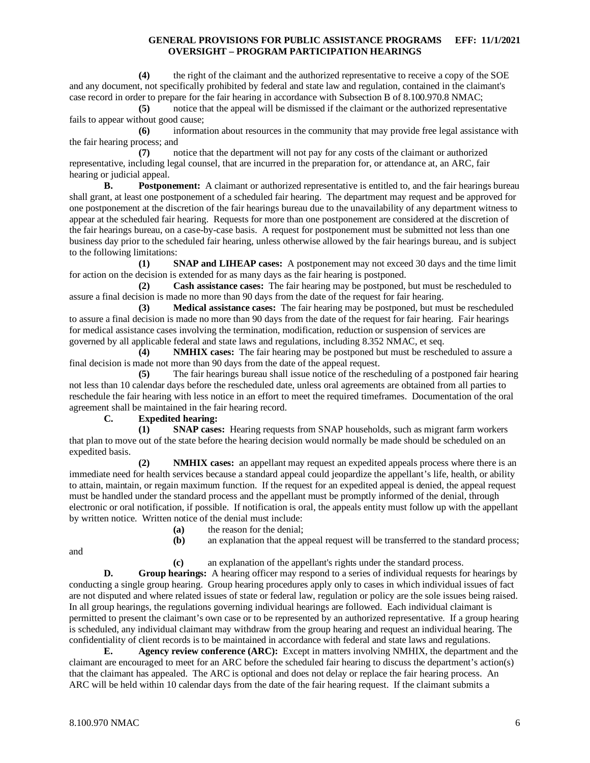**(4)** the right of the claimant and the authorized representative to receive a copy of the SOE and any document, not specifically prohibited by federal and state law and regulation, contained in the claimant's case record in order to prepare for the fair hearing in accordance with Subsection B of 8.100.970.8 NMAC;

**(5)** notice that the appeal will be dismissed if the claimant or the authorized representative fails to appear without good cause;

**(6)** information about resources in the community that may provide free legal assistance with the fair hearing process; and

**(7)** notice that the department will not pay for any costs of the claimant or authorized representative, including legal counsel, that are incurred in the preparation for, or attendance at, an ARC, fair hearing or judicial appeal.

**B. Postponement:** A claimant or authorized representative is entitled to, and the fair hearings bureau shall grant, at least one postponement of a scheduled fair hearing. The department may request and be approved for one postponement at the discretion of the fair hearings bureau due to the unavailability of any department witness to appear at the scheduled fair hearing. Requests for more than one postponement are considered at the discretion of the fair hearings bureau, on a case-by-case basis. A request for postponement must be submitted not less than one business day prior to the scheduled fair hearing, unless otherwise allowed by the fair hearings bureau, and is subject to the following limitations:

**(1) SNAP and LIHEAP cases:** A postponement may not exceed 30 days and the time limit for action on the decision is extended for as many days as the fair hearing is postponed.

**(2) Cash assistance cases:** The fair hearing may be postponed, but must be rescheduled to assure a final decision is made no more than 90 days from the date of the request for fair hearing.

**(3) Medical assistance cases:** The fair hearing may be postponed, but must be rescheduled to assure a final decision is made no more than 90 days from the date of the request for fair hearing. Fair hearings for medical assistance cases involving the termination, modification, reduction or suspension of services are governed by all applicable federal and state laws and regulations, including 8.352 NMAC, et seq.

**(4) NMHIX cases:** The fair hearing may be postponed but must be rescheduled to assure a final decision is made not more than 90 days from the date of the appeal request.

**(5)** The fair hearings bureau shall issue notice of the rescheduling of a postponed fair hearing not less than 10 calendar days before the rescheduled date, unless oral agreements are obtained from all parties to reschedule the fair hearing with less notice in an effort to meet the required timeframes. Documentation of the oral agreement shall be maintained in the fair hearing record.

**C. Expedited hearing:**

**(1) SNAP cases:** Hearing requests from SNAP households, such as migrant farm workers that plan to move out of the state before the hearing decision would normally be made should be scheduled on an expedited basis.

**(2) NMHIX cases:** an appellant may request an expedited appeals process where there is an immediate need for health services because a standard appeal could jeopardize the appellant's life, health, or ability to attain, maintain, or regain maximum function. If the request for an expedited appeal is denied, the appeal request must be handled under the standard process and the appellant must be promptly informed of the denial, through electronic or oral notification, if possible. If notification is oral, the appeals entity must follow up with the appellant by written notice. Written notice of the denial must include:

**(a)** the reason for the denial;

**(b)** an explanation that the appeal request will be transferred to the standard process; and

**(c)** an explanation of the appellant's rights under the standard process.

**D. Group hearings:** A hearing officer may respond to a series of individual requests for hearings by conducting a single group hearing. Group hearing procedures apply only to cases in which individual issues of fact are not disputed and where related issues of state or federal law, regulation or policy are the sole issues being raised. In all group hearings, the regulations governing individual hearings are followed. Each individual claimant is permitted to present the claimant's own case or to be represented by an authorized representative. If a group hearing is scheduled, any individual claimant may withdraw from the group hearing and request an individual hearing. The confidentiality of client records is to be maintained in accordance with federal and state laws and regulations.

**E. Agency review conference (ARC):** Except in matters involving NMHIX, the department and the claimant are encouraged to meet for an ARC before the scheduled fair hearing to discuss the department's action(s) that the claimant has appealed. The ARC is optional and does not delay or replace the fair hearing process. An ARC will be held within 10 calendar days from the date of the fair hearing request. If the claimant submits a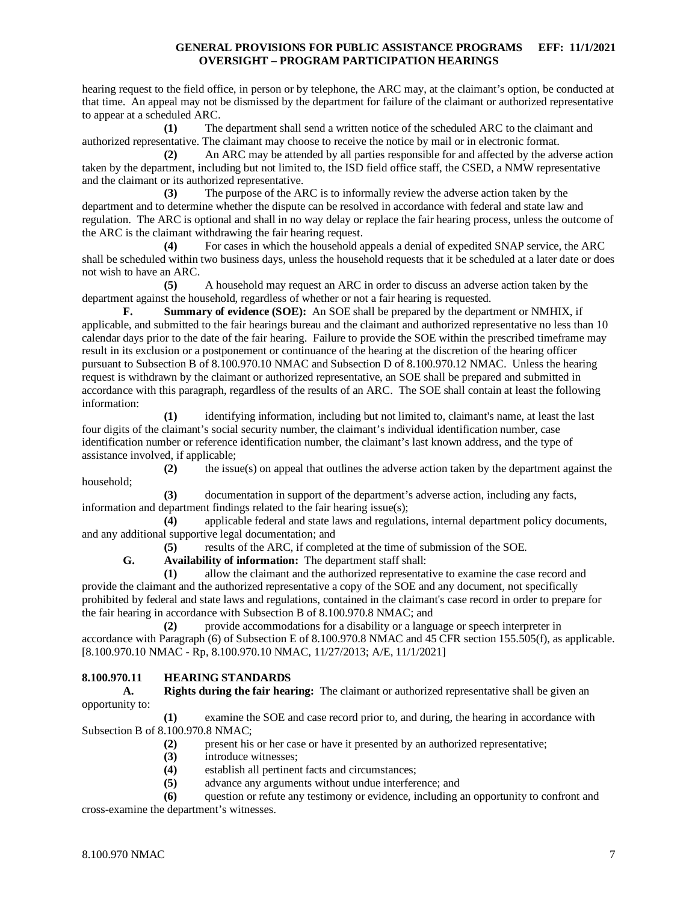hearing request to the field office, in person or by telephone, the ARC may, at the claimant's option, be conducted at that time. An appeal may not be dismissed by the department for failure of the claimant or authorized representative to appear at a scheduled ARC.

**(1)** The department shall send a written notice of the scheduled ARC to the claimant and authorized representative. The claimant may choose to receive the notice by mail or in electronic format.

**(2)** An ARC may be attended by all parties responsible for and affected by the adverse action taken by the department, including but not limited to, the ISD field office staff, the CSED, a NMW representative and the claimant or its authorized representative.

**(3)** The purpose of the ARC is to informally review the adverse action taken by the department and to determine whether the dispute can be resolved in accordance with federal and state law and regulation. The ARC is optional and shall in no way delay or replace the fair hearing process, unless the outcome of the ARC is the claimant withdrawing the fair hearing request.

**(4)** For cases in which the household appeals a denial of expedited SNAP service, the ARC shall be scheduled within two business days, unless the household requests that it be scheduled at a later date or does not wish to have an ARC.

**(5)** A household may request an ARC in order to discuss an adverse action taken by the department against the household, regardless of whether or not a fair hearing is requested.

**F. Summary of evidence (SOE):** An SOE shall be prepared by the department or NMHIX, if applicable, and submitted to the fair hearings bureau and the claimant and authorized representative no less than 10 calendar days prior to the date of the fair hearing. Failure to provide the SOE within the prescribed timeframe may result in its exclusion or a postponement or continuance of the hearing at the discretion of the hearing officer pursuant to Subsection B of 8.100.970.10 NMAC and Subsection D of 8.100.970.12 NMAC. Unless the hearing request is withdrawn by the claimant or authorized representative, an SOE shall be prepared and submitted in accordance with this paragraph, regardless of the results of an ARC. The SOE shall contain at least the following information:

**(1)** identifying information, including but not limited to, claimant's name, at least the last four digits of the claimant's social security number, the claimant's individual identification number, case identification number or reference identification number, the claimant's last known address, and the type of assistance involved, if applicable;

**(2)** the issue(s) on appeal that outlines the adverse action taken by the department against the household;

**(3)** documentation in support of the department's adverse action, including any facts, information and department findings related to the fair hearing issue(s);

**(4)** applicable federal and state laws and regulations, internal department policy documents, and any additional supportive legal documentation; and

**(5)** results of the ARC, if completed at the time of submission of the SOE.

**G. Availability of information:** The department staff shall:

**(1)** allow the claimant and the authorized representative to examine the case record and provide the claimant and the authorized representative a copy of the SOE and any document, not specifically prohibited by federal and state laws and regulations, contained in the claimant's case record in order to prepare for the fair hearing in accordance with Subsection B of 8.100.970.8 NMAC; and

**(2)** provide accommodations for a disability or a language or speech interpreter in accordance with Paragraph (6) of Subsection E of 8.100.970.8 NMAC and 45 CFR section 155.505(f), as applicable.

[8.100.970.10 NMAC - Rp, 8.100.970.10 NMAC, 11/27/2013; A/E, 11/1/2021]

## 8.100.970.11 HEARING STANDARDS

**A. Rights during the fair hearing:** The claimant or authorized representative shall be given an opportunity to:

**(1)** examine the SOE and case record prior to, and during, the hearing in accordance with Subsection B of 8.100.970.8 NMAC;

**(2)** present his or her case or have it presented by an authorized representative;

**(3)** introduce witnesses;

**(4)** establish all pertinent facts and circumstances;

**(5)** advance any arguments without undue interference; and

**(6)** question or refute any testimony or evidence, including an opportunity to confront and cross-examine the department's witnesses.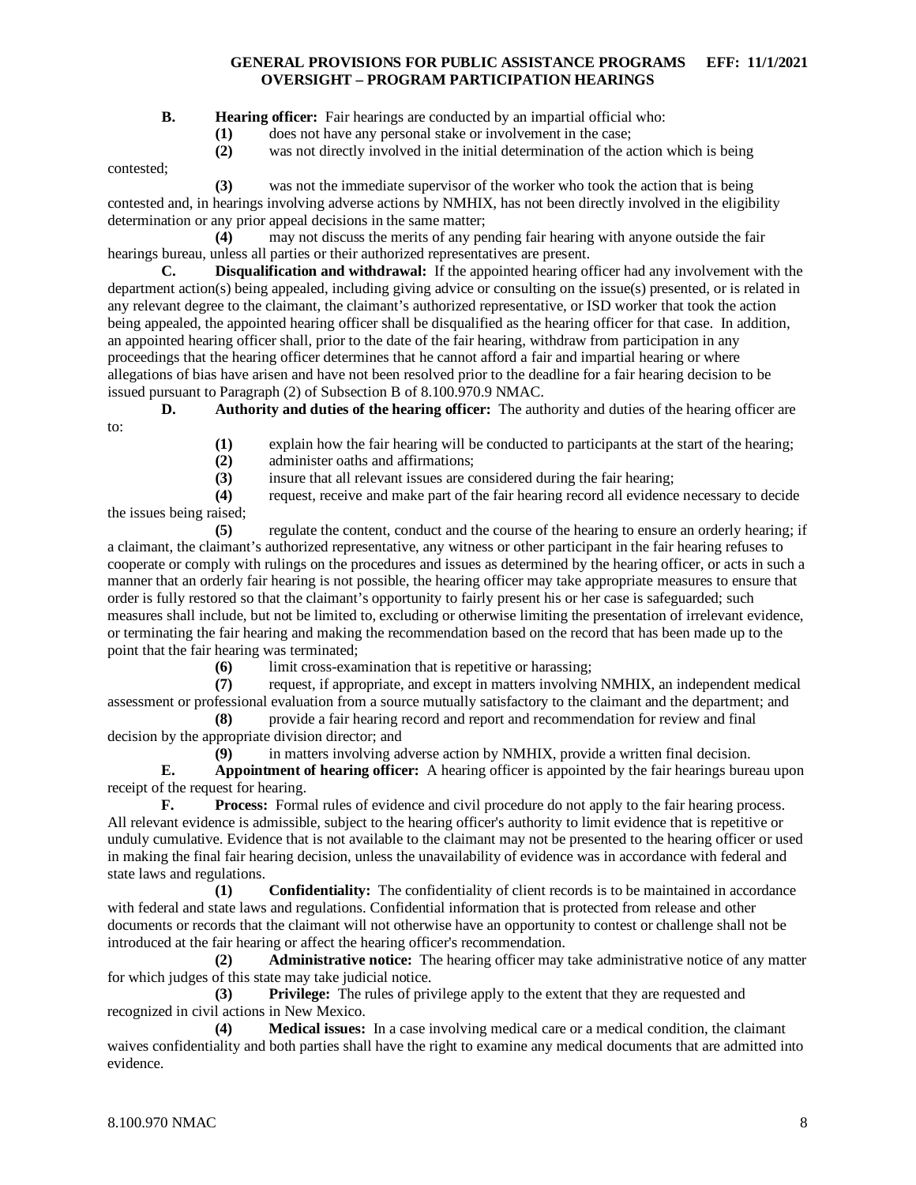**B. Hearing officer:** Fair hearings are conducted by an impartial official who:

**(1)** does not have any personal stake or involvement in the case;

**(2)** was not directly involved in the initial determination of the action which is being contested;

**(3)** was not the immediate supervisor of the worker who took the action that is being contested and, in hearings involving adverse actions by NMHIX, has not been directly involved in the eligibility determination or any prior appeal decisions in the same matter;

**(4)** may not discuss the merits of any pending fair hearing with anyone outside the fair hearings bureau, unless all parties or their authorized representatives are present.

**C. Disqualification and withdrawal:** If the appointed hearing officer had any involvement with the department action(s) being appealed, including giving advice or consulting on the issue(s) presented, or is related in any relevant degree to the claimant, the claimant's authorized representative, or ISD worker that took the action being appealed, the appointed hearing officer shall be disqualified as the hearing officer for that case. In addition, an appointed hearing officer shall, prior to the date of the fair hearing, withdraw from participation in any proceedings that the hearing officer determines that he cannot afford a fair and impartial hearing or where allegations of bias have arisen and have not been resolved prior to the deadline for a fair hearing decision to be issued pursuant to Paragraph (2) of Subsection B of 8.100.970.9 NMAC.

**D. Authority and duties of the hearing officer:** The authority and duties of the hearing officer are to:

**(1)** explain how the fair hearing will be conducted to participants at the start of the hearing;

**(2)** administer oaths and affirmations;

**(3)** insure that all relevant issues are considered during the fair hearing;

**(4)** request, receive and make part of the fair hearing record all evidence necessary to decide the issues being raised;

**(5)** regulate the content, conduct and the course of the hearing to ensure an orderly hearing; if a claimant, the claimant's authorized representative, any witness or other participant in the fair hearing refuses to cooperate or comply with rulings on the procedures and issues as determined by the hearing officer, or acts in such a manner that an orderly fair hearing is not possible, the hearing officer may take appropriate measures to ensure that order is fully restored so that the claimant's opportunity to fairly present his or her case is safeguarded; such measures shall include, but not be limited to, excluding or otherwise limiting the presentation of irrelevant evidence, or terminating the fair hearing and making the recommendation based on the record that has been made up to the point that the fair hearing was terminated;

**(6)** limit cross-examination that is repetitive or harassing;

**(7)** request, if appropriate, and except in matters involving NMHIX, an independent medical assessment or professional evaluation from a source mutually satisfactory to the claimant and the department; and

**(8)** provide a fair hearing record and report and recommendation for review and final decision by the appropriate division director; and

**(9)** in matters involving adverse action by NMHIX, provide a written final decision.

**E. Appointment of hearing officer:** A hearing officer is appointed by the fair hearings bureau upon receipt of the request for hearing.

**F. Process:** Formal rules of evidence and civil procedure do not apply to the fair hearing process. All relevant evidence is admissible, subject to the hearing officer's authority to limit evidence that is repetitive or unduly cumulative. Evidence that is not available to the claimant may not be presented to the hearing officer or used in making the final fair hearing decision, unless the unavailability of evidence was in accordance with federal and state laws and regulations.

**(1) Confidentiality:** The confidentiality of client records is to be maintained in accordance with federal and state laws and regulations. Confidential information that is protected from release and other documents or records that the claimant will not otherwise have an opportunity to contest or challenge shall not be introduced at the fair hearing or affect the hearing officer's recommendation.

**(2) Administrative notice:** The hearing officer may take administrative notice of any matter for which judges of this state may take judicial notice.

**(3) Privilege:** The rules of privilege apply to the extent that they are requested and recognized in civil actions in New Mexico.

**(4) Medical issues:** In a case involving medical care or a medical condition, the claimant waives confidentiality and both parties shall have the right to examine any medical documents that are admitted into evidence.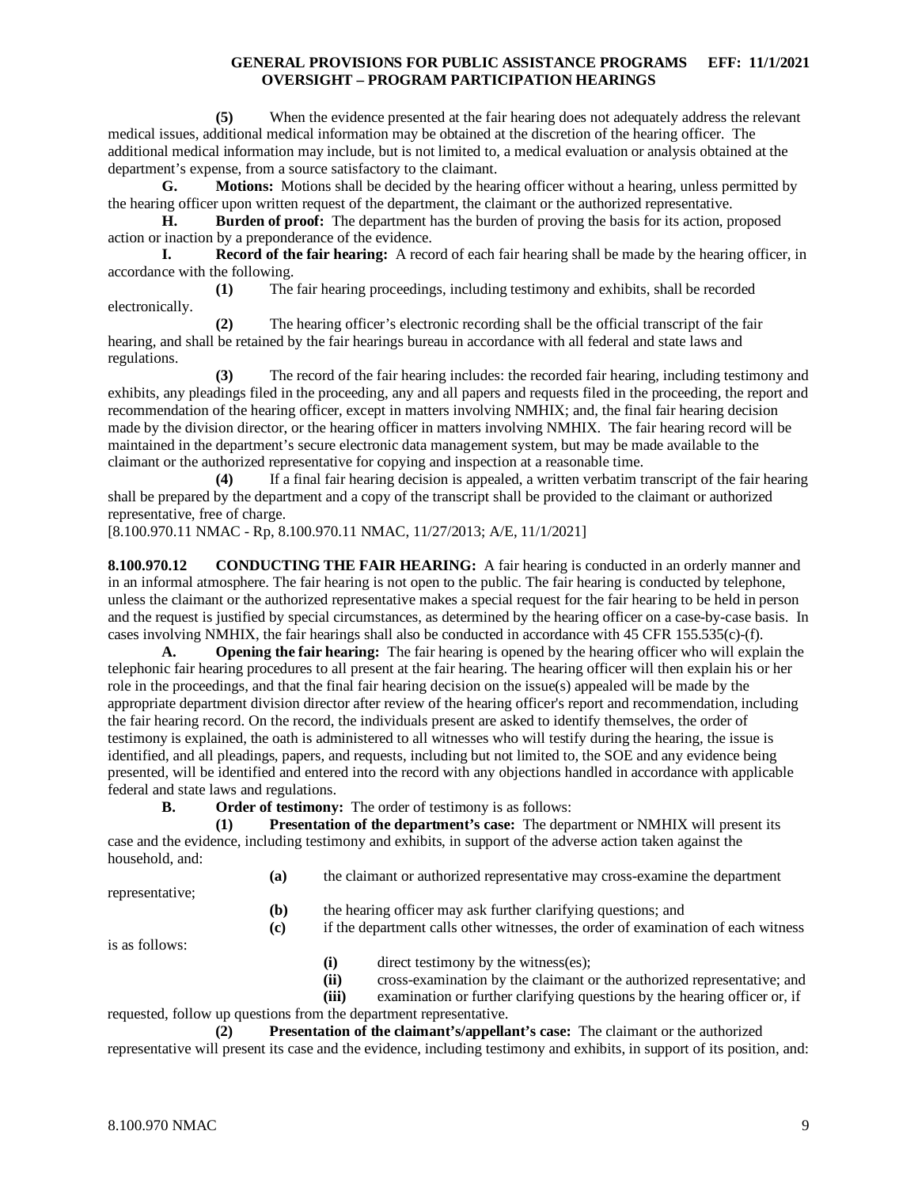**(5)** When the evidence presented at the fair hearing does not adequately address the relevant medical issues, additional medical information may be obtained at the discretion of the hearing officer. The additional medical information may include, but is not limited to, a medical evaluation or analysis obtained at the department's expense, from a source satisfactory to the claimant.

**G. Motions:** Motions shall be decided by the hearing officer without a hearing, unless permitted by the hearing officer upon written request of the department, the claimant or the authorized representative.

**H. Burden of proof:** The department has the burden of proving the basis for its action, proposed action or inaction by a preponderance of the evidence.

**I. Record of the fair hearing:** A record of each fair hearing shall be made by the hearing officer, in accordance with the following.

**(1)** The fair hearing proceedings, including testimony and exhibits, shall be recorded electronically.

**(2)** The hearing officer's electronic recording shall be the official transcript of the fair hearing, and shall be retained by the fair hearings bureau in accordance with all federal and state laws and regulations.

**(3)** The record of the fair hearing includes: the recorded fair hearing, including testimony and exhibits, any pleadings filed in the proceeding, any and all papers and requests filed in the proceeding, the report and recommendation of the hearing officer, except in matters involving NMHIX; and, the final fair hearing decision made by the division director, or the hearing officer in matters involving NMHIX. The fair hearing record will be maintained in the department's secure electronic data management system, but may be made available to the claimant or the authorized representative for copying and inspection at a reasonable time.

**(4)** If a final fair hearing decision is appealed, a written verbatim transcript of the fair hearing shall be prepared by the department and a copy of the transcript shall be provided to the claimant or authorized representative, free of charge.

[8.100.970.11 NMAC - Rp, 8.100.970.11 NMAC, 11/27/2013; A/E, 11/1/2021]

**8.100.970.12 CONDUCTING THE FAIR HEARING:** A fair hearing is conducted in an orderly manner and in an informal atmosphere. The fair hearing is not open to the public. The fair hearing is conducted by telephone, unless the claimant or the authorized representative makes a special request for the fair hearing to be held in person and the request is justified by special circumstances, as determined by the hearing officer on a case-by-case basis. In cases involving NMHIX, the fair hearings shall also be conducted in accordance with 45 CFR 155.535(c)-(f).

**A. Opening the fair hearing:** The fair hearing is opened by the hearing officer who will explain the telephonic fair hearing procedures to all present at the fair hearing. The hearing officer will then explain his or her role in the proceedings, and that the final fair hearing decision on the issue(s) appealed will be made by the appropriate department division director after review of the hearing officer's report and recommendation, including the fair hearing record. On the record, the individuals present are asked to identify themselves, the order of testimony is explained, the oath is administered to all witnesses who will testify during the hearing, the issue is identified, and all pleadings, papers, and requests, including but not limited to, the SOE and any evidence being presented, will be identified and entered into the record with any objections handled in accordance with applicable federal and state laws and regulations.

**B. Order of testimony:** The order of testimony is as follows:

**(1) Presentation of the department's case:** The department or NMHIX will present its case and the evidence, including testimony and exhibits, in support of the adverse action taken against the household, and:

**(a)** the claimant or authorized representative may cross-examine the department representative;

**(b)** the hearing officer may ask further clarifying questions; and

**(c)** if the department calls other witnesses, the order of examination of each witness is as follows:

**(i)** direct testimony by the witness(es);

**(ii)** cross-examination by the claimant or the authorized representative; and

**(iii)** examination or further clarifying questions by the hearing officer or, if requested, follow up questions from the department representative.

**(2) Presentation of the claimant's/appellant's case:** The claimant or the authorized representative will present its case and the evidence, including testimony and exhibits, in support of its position, and: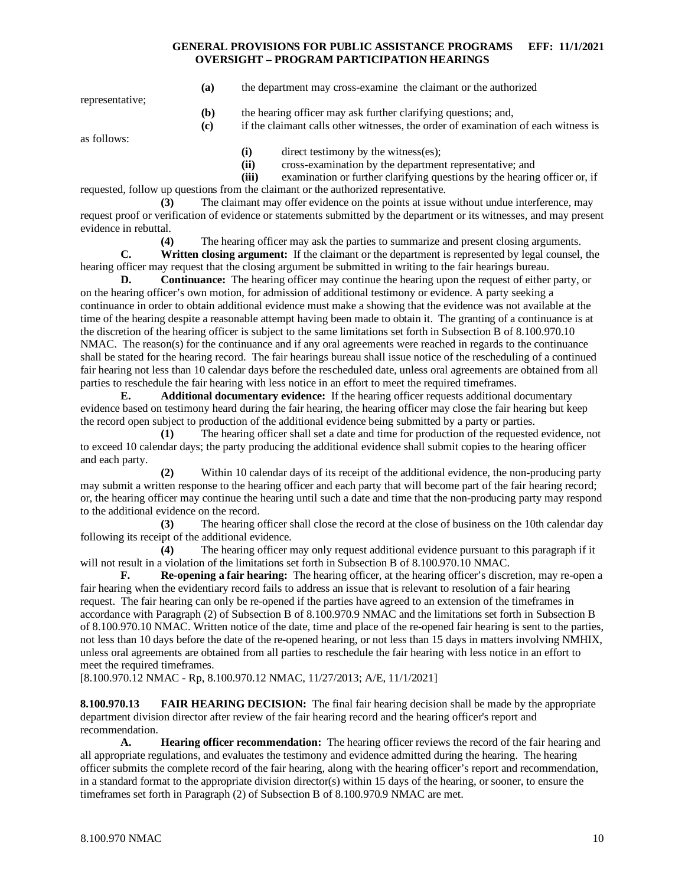**(a)** the department may cross-examine the claimant or the authorized representative;

**(b)** the hearing officer may ask further clarifying questions; and,

**(c)** if the claimant calls other witnesses, the order of examination of each witness is as follows:

**(i)** direct testimony by the witness(es);

**(ii)** cross-examination by the department representative; and

**(iii)** examination or further clarifying questions by the hearing officer or, if requested, follow up questions from the claimant or the authorized representative.

**(3)** The claimant may offer evidence on the points at issue without undue interference, may request proof or verification of evidence or statements submitted by the department or its witnesses, and may present evidence in rebuttal.

**(4)** The hearing officer may ask the parties to summarize and present closing arguments.

**C. Written closing argument:** If the claimant or the department is represented by legal counsel, the hearing officer may request that the closing argument be submitted in writing to the fair hearings bureau.

**D. Continuance:** The hearing officer may continue the hearing upon the request of either party, or on the hearing officer's own motion, for admission of additional testimony or evidence. A party seeking a continuance in order to obtain additional evidence must make a showing that the evidence was not available at the time of the hearing despite a reasonable attempt having been made to obtain it. The granting of a continuance is at the discretion of the hearing officer is subject to the same limitations set forth in Subsection B of 8.100.970.10 NMAC. The reason(s) for the continuance and if any oral agreements were reached in regards to the continuance shall be stated for the hearing record. The fair hearings bureau shall issue notice of the rescheduling of a continued fair hearing not less than 10 calendar days before the rescheduled date, unless oral agreements are obtained from all parties to reschedule the fair hearing with less notice in an effort to meet the required timeframes.

**E. Additional documentary evidence:** If the hearing officer requests additional documentary evidence based on testimony heard during the fair hearing, the hearing officer may close the fair hearing but keep the record open subject to production of the additional evidence being submitted by a party or parties.

**(1)** The hearing officer shall set a date and time for production of the requested evidence, not to exceed 10 calendar days; the party producing the additional evidence shall submit copies to the hearing officer and each party.

**(2)** Within 10 calendar days of its receipt of the additional evidence, the non-producing party may submit a written response to the hearing officer and each party that will become part of the fair hearing record; or, the hearing officer may continue the hearing until such a date and time that the non-producing party may respond to the additional evidence on the record.

**(3)** The hearing officer shall close the record at the close of business on the 10th calendar day following its receipt of the additional evidence.

**(4)** The hearing officer may only request additional evidence pursuant to this paragraph if it will not result in a violation of the limitations set forth in Subsection B of 8.100.970.10 NMAC.

**F. Re-opening a fair hearing:** The hearing officer, at the hearing officer's discretion, may re-open a fair hearing when the evidentiary record fails to address an issue that is relevant to resolution of a fair hearing request. The fair hearing can only be re-opened if the parties have agreed to an extension of the timeframes in accordance with Paragraph (2) of Subsection B of 8.100.970.9 NMAC and the limitations set forth in Subsection B of 8.100.970.10 NMAC. Written notice of the date, time and place of the re-opened fair hearing is sent to the parties, not less than 10 days before the date of the re-opened hearing, or not less than 15 days in matters involving NMHIX, unless oral agreements are obtained from all parties to reschedule the fair hearing with less notice in an effort to meet the required timeframes.

[8.100.970.12 NMAC - Rp, 8.100.970.12 NMAC, 11/27/2013; A/E, 11/1/2021]

**8.100.970.13 FAIR HEARING DECISION:** The final fair hearing decision shall be made by the appropriate department division director after review of the fair hearing record and the hearing officer's report and recommendation.

**A. Hearing officer recommendation:** The hearing officer reviews the record of the fair hearing and all appropriate regulations, and evaluates the testimony and evidence admitted during the hearing. The hearing officer submits the complete record of the fair hearing, along with the hearing officer's report and recommendation, in a standard format to the appropriate division director(s) within 15 days of the hearing, or sooner, to ensure the timeframes set forth in Paragraph (2) of Subsection B of 8.100.970.9 NMAC are met.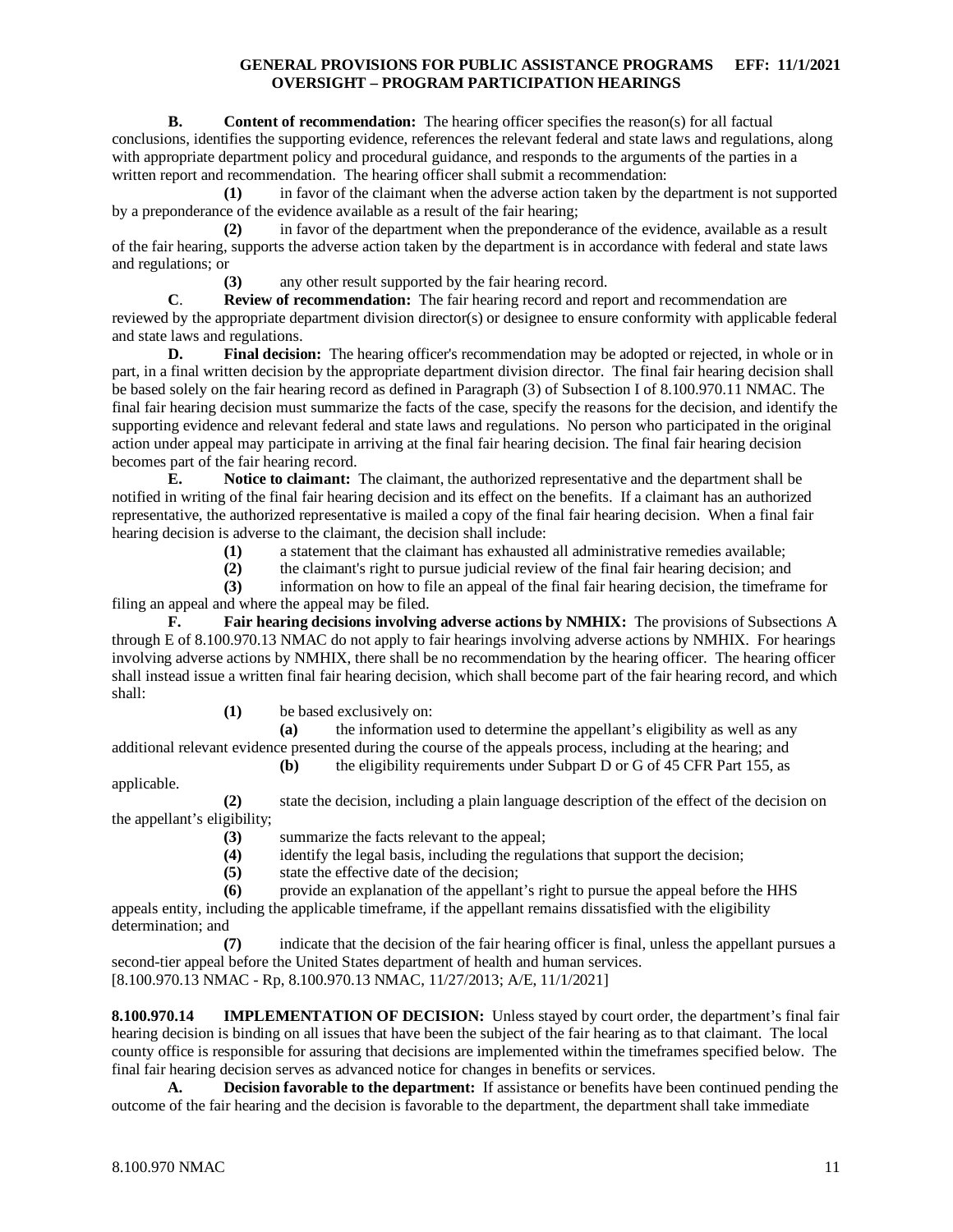**B. Content of recommendation:** The hearing officer specifies the reason(s) for all factual conclusions, identifies the supporting evidence, references the relevant federal and state laws and regulations, along with appropriate department policy and procedural guidance, and responds to the arguments of the parties in a written report and recommendation. The hearing officer shall submit a recommendation:

**(1)** in favor of the claimant when the adverse action taken by the department is not supported by a preponderance of the evidence available as a result of the fair hearing;

**(2)** in favor of the department when the preponderance of the evidence, available as a result of the fair hearing, supports the adverse action taken by the department is in accordance with federal and state laws and regulations; or

**(3)** any other result supported by the fair hearing record.

**C. Review of recommendation:** The fair hearing record and report and recommendation are reviewed by the appropriate department division director(s) or designee to ensure conformity with applicable federal and state laws and regulations.

**D. Final decision:** The hearing officer's recommendation may be adopted or rejected, in whole or in part, in a final written decision by the appropriate department division director. The final fair hearing decision shall be based solely on the fair hearing record as defined in Paragraph (3) of Subsection I of 8.100.970.11 NMAC. The final fair hearing decision must summarize the facts of the case, specify the reasons for the decision, and identify the supporting evidence and relevant federal and state laws and regulations. No person who participated in the original action under appeal may participate in arriving at the final fair hearing decision. The final fair hearing decision becomes part of the fair hearing record.

**E. Notice to claimant:** The claimant, the authorized representative and the department shall be notified in writing of the final fair hearing decision and its effect on the benefits. If a claimant has an authorized representative, the authorized representative is mailed a copy of the final fair hearing decision. When a final fair hearing decision is adverse to the claimant, the decision shall include:

**(1)** a statement that the claimant has exhausted all administrative remedies available;

**(2)** the claimant's right to pursue judicial review of the final fair hearing decision; and

**(3)** information on how to file an appeal of the final fair hearing decision, the timeframe for filing an appeal and where the appeal may be filed.

**F. Fair hearing decisions involving adverse actions by NMHIX:** The provisions of Subsections A through E of 8.100.970.13 NMAC do not apply to fair hearings involving adverse actions by NMHIX. For hearings involving adverse actions by NMHIX, there shall be no recommendation by the hearing officer. The hearing officer shall instead issue a written final fair hearing decision, which shall become part of the fair hearing record, and which shall:

**(1)** be based exclusively on:

**(a)** the information used to determine the appellant's eligibility as well as any additional relevant evidence presented during the course of the appeals process, including at the hearing; and

**(b)** the eligibility requirements under Subpart D or G of 45 CFR Part 155, as applicable.

**(2)** state the decision, including a plain language description of the effect of the decision on the appellant's eligibility;

**(3)** summarize the facts relevant to the appeal;

**(4)** identify the legal basis, including the regulations that support the decision;

**(5)** state the effective date of the decision;

**(6)** provide an explanation of the appellant's right to pursue the appeal before the HHS appeals entity, including the applicable timeframe, if the appellant remains dissatisfied with the eligibility determination; and

**(7)** indicate that the decision of the fair hearing officer is final, unless the appellant pursues a second-tier appeal before the United States department of health and human services.

[8.100.970.13 NMAC - Rp, 8.100.970.13 NMAC, 11/27/2013; A/E, 11/1/2021]

**8.100.970.14 IMPLEMENTATION OF DECISION:** Unless stayed by court order, the department's final fair hearing decision is binding on all issues that have been the subject of the fair hearing as to that claimant. The local county office is responsible for assuring that decisions are implemented within the timeframes specified below. The final fair hearing decision serves as advanced notice for changes in benefits or services.

**A. Decision favorable to the department:** If assistance or benefits have been continued pending the outcome of the fair hearing and the decision is favorable to the department, the department shall take immediate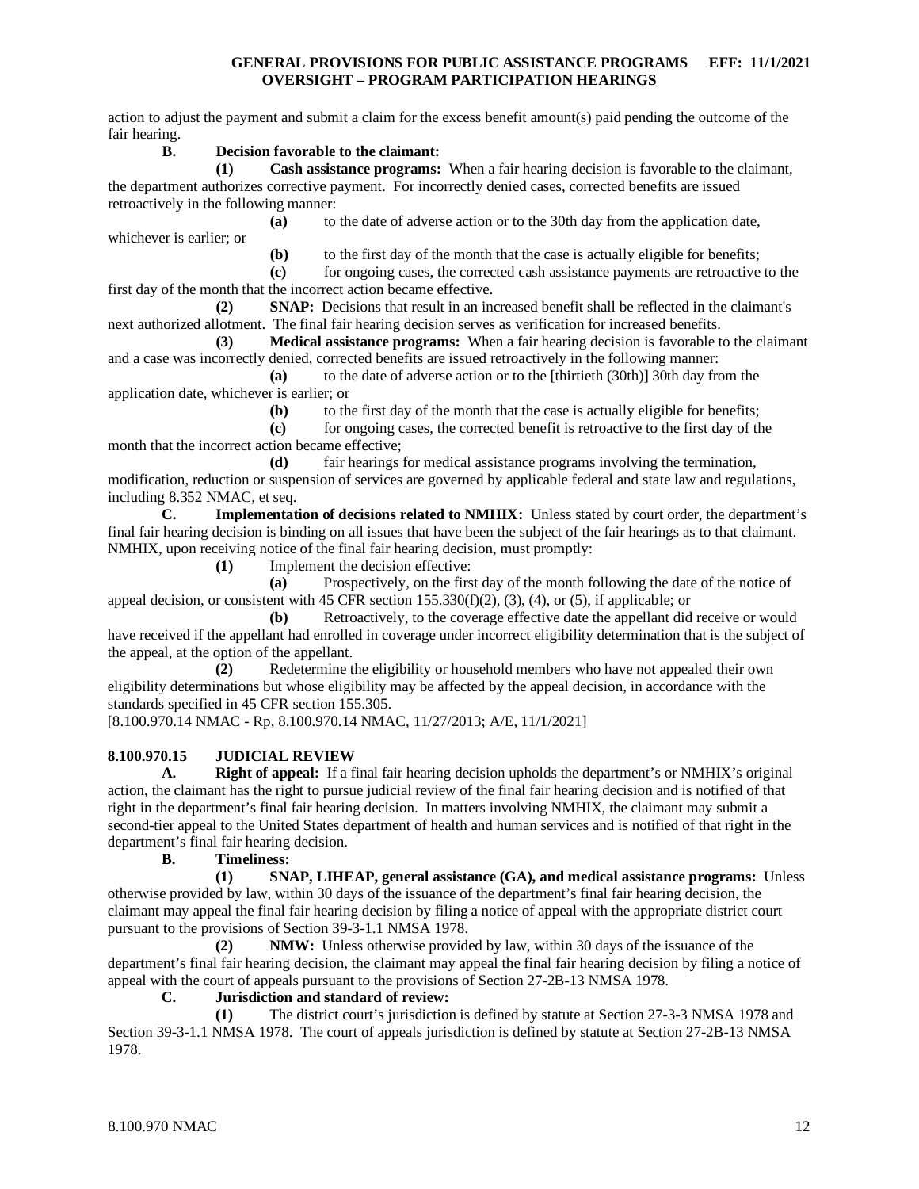action to adjust the payment and submit a claim for the excess benefit amount(s) paid pending the outcome of the fair hearing.

**B. Decision favorable to the claimant:**

**(1) Cash assistance programs:** When a fair hearing decision is favorable to the claimant, the department authorizes corrective payment. For incorrectly denied cases, corrected benefits are issued retroactively in the following manner:

**(a)** to the date of adverse action or to the 30th day from the application date, whichever is earlier; or

**(b)** to the first day of the month that the case is actually eligible for benefits;

**(c)** for ongoing cases, the corrected cash assistance payments are retroactive to the first day of the month that the incorrect action became effective.

**(2) SNAP:** Decisions that result in an increased benefit shall be reflected in the claimant's next authorized allotment. The final fair hearing decision serves as verification for increased benefits.

**(3) Medical assistance programs:** When a fair hearing decision is favorable to the claimant and a case was incorrectly denied, corrected benefits are issued retroactively in the following manner:

**(a)** to the date of adverse action or to the [thirtieth (30th)] 30th day from the application date, whichever is earlier; or

**(b)** to the first day of the month that the case is actually eligible for benefits;

**(c)** for ongoing cases, the corrected benefit is retroactive to the first day of the month that the incorrect action became effective;

**(d)** fair hearings for medical assistance programs involving the termination, modification, reduction or suspension of services are governed by applicable federal and state law and regulations, including 8.352 NMAC, et seq.

**C. Implementation of decisions related to NMHIX:** Unless stated by court order, the department's final fair hearing decision is binding on all issues that have been the subject of the fair hearings as to that claimant. NMHIX, upon receiving notice of the final fair hearing decision, must promptly:

**(1)** Implement the decision effective:

**(a)** Prospectively, on the first day of the month following the date of the notice of appeal decision, or consistent with 45 CFR section 155.330(f)(2), (3), (4), or (5), if applicable; or

**(b)** Retroactively, to the coverage effective date the appellant did receive or would have received if the appellant had enrolled in coverage under incorrect eligibility determination that is the subject of the appeal, at the option of the appellant.

**(2)** Redetermine the eligibility or household members who have not appealed their own eligibility determinations but whose eligibility may be affected by the appeal decision, in accordance with the standards specified in 45 CFR section 155.305.

[8.100.970.14 NMAC - Rp, 8.100.970.14 NMAC, 11/27/2013; A/E, 11/1/2021]

## 8.100.970.15 JUDICIAL REVIEW

**A. Right of appeal:** If a final fair hearing decision upholds the department's or NMHIX's original action, the claimant has the right to pursue judicial review of the final fair hearing decision and is notified of that right in the department's final fair hearing decision. In matters involving NMHIX, the claimant may submit a second-tier appeal to the United States department of health and human services and is notified of that right in the department's final fair hearing decision.

**B. Timeliness:**

**(1) SNAP, LIHEAP, general assistance (GA), and medical assistance programs:** Unless otherwise provided by law, within 30 days of the issuance of the department's final fair hearing decision, the claimant may appeal the final fair hearing decision by filing a notice of appeal with the appropriate district court pursuant to the provisions of Section 39-3-1.1 NMSA 1978.

**(2) NMW:** Unless otherwise provided by law, within 30 days of the issuance of the department's final fair hearing decision, the claimant may appeal the final fair hearing decision by filing a notice of appeal with the court of appeals pursuant to the provisions of Section 27-2B-13 NMSA 1978.

**C. Jurisdiction and standard of review:**

**(1)** The district court's jurisdiction is defined by statute at Section 27-3-3 NMSA 1978 and Section 39-3-1.1 NMSA 1978. The court of appeals jurisdiction is defined by statute at Section 27-2B-13 NMSA 1978.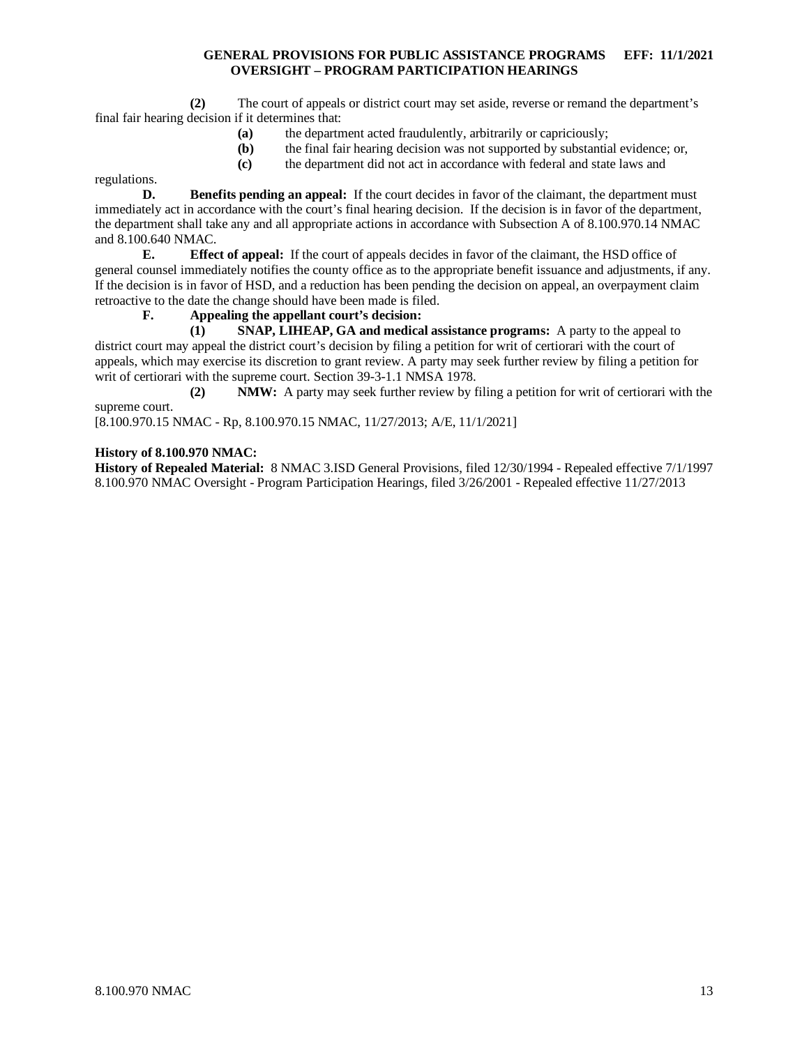**(2)** The court of appeals or district court may set aside, reverse or remand the department's final fair hearing decision if it determines that:

**(a)** the department acted fraudulently, arbitrarily or capriciously;

**(b)** the final fair hearing decision was not supported by substantial evidence; or,

**(c)** the department did not act in accordance with federal and state laws and regulations.

**D. Benefits pending an appeal:** If the court decides in favor of the claimant, the department must immediately act in accordance with the court's final hearing decision. If the decision is in favor of the department, the department shall take any and all appropriate actions in accordance with Subsection A of 8.100.970.14 NMAC and 8.100.640 NMAC.

**E. Effect of appeal:** If the court of appeals decides in favor of the claimant, the HSD office of general counsel immediately notifies the county office as to the appropriate benefit issuance and adjustments, if any. If the decision is in favor of HSD, and a reduction has been pending the decision on appeal, an overpayment claim retroactive to the date the change should have been made is filed.

**F. Appealing the appellant court's decision:**

**(1) SNAP, LIHEAP, GA and medical assistance programs:** A party to the appeal to district court may appeal the district court's decision by filing a petition for writ of certiorari with the court of appeals, which may exercise its discretion to grant review. A party may seek further review by filing a petition for writ of certiorari with the supreme court. Section 39-3-1.1 NMSA 1978.

**(2) NMW:** A party may seek further review by filing a petition for writ of certiorari with the supreme court.

[8.100.970.15 NMAC - Rp, 8.100.970.15 NMAC, 11/27/2013; A/E, 11/1/2021]

**History of 8.100.970 NMAC:**

**History of Repealed Material:** 8 NMAC 3.ISD General Provisions, filed 12/30/1994 - Repealed effective 7/1/1997
8.100.970 NMAC Oversight - Program Participation Hearings, filed 3/26/2001 - Repealed effective 11/27/2013